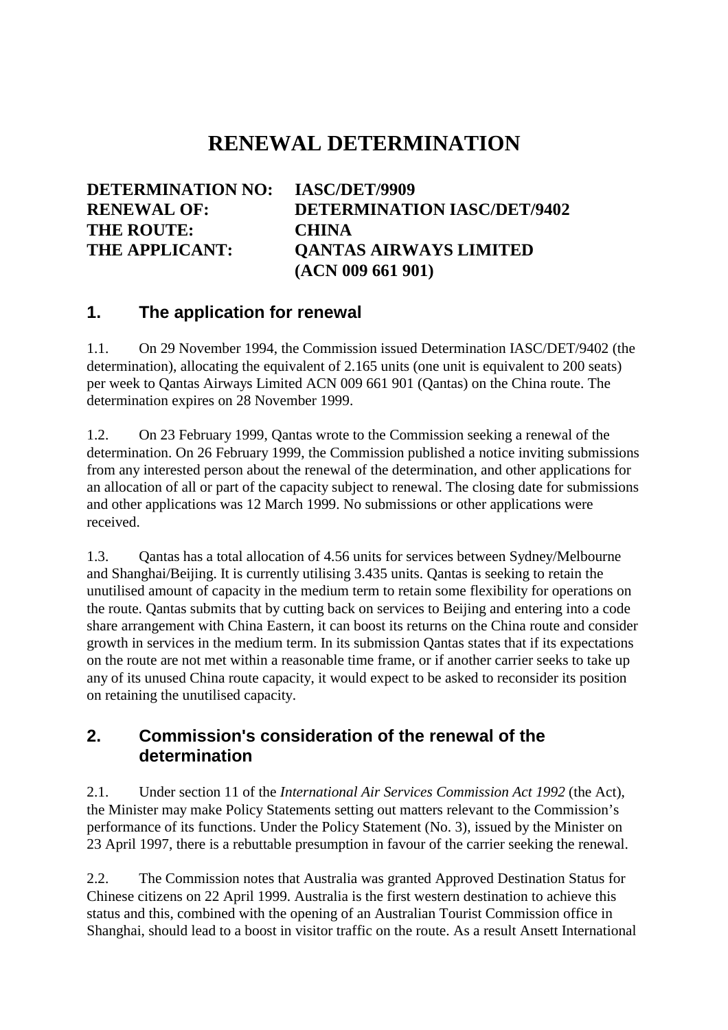# RENEWAL DETERMINATION

**DETERMINATION NO:** **IASC/DET/9909**
**RENEWAL OF:** **DETERMINATION IASC/DET/9402**
**THE ROUTE:** **CHINA**
**THE APPLICANT:** **QANTAS AIRWAYS LIMITED (ACN 009 661 901)**

## 1. The application for renewal

1.1. On 29 November 1994, the Commission issued Determination IASC/DET/9402 (the determination), allocating the equivalent of 2.165 units (one unit is equivalent to 200 seats) per week to Qantas Airways Limited ACN 009 661 901 (Qantas) on the China route. The determination expires on 28 November 1999.

1.2. On 23 February 1999, Qantas wrote to the Commission seeking a renewal of the determination. On 26 February 1999, the Commission published a notice inviting submissions from any interested person about the renewal of the determination, and other applications for an allocation of all or part of the capacity subject to renewal. The closing date for submissions and other applications was 12 March 1999. No submissions or other applications were received.

1.3. Qantas has a total allocation of 4.56 units for services between Sydney/Melbourne and Shanghai/Beijing. It is currently utilising 3.435 units. Qantas is seeking to retain the unutilised amount of capacity in the medium term to retain some flexibility for operations on the route. Qantas submits that by cutting back on services to Beijing and entering into a code share arrangement with China Eastern, it can boost its returns on the China route and consider growth in services in the medium term. In its submission Qantas states that if its expectations on the route are not met within a reasonable time frame, or if another carrier seeks to take up any of its unused China route capacity, it would expect to be asked to reconsider its position on retaining the unutilised capacity.

## 2. Commission's consideration of the renewal of the determination

2.1. Under section 11 of the *International Air Services Commission Act 1992* (the Act), the Minister may make Policy Statements setting out matters relevant to the Commission's performance of its functions. Under the Policy Statement (No. 3), issued by the Minister on 23 April 1997, there is a rebuttable presumption in favour of the carrier seeking the renewal.

2.2. The Commission notes that Australia was granted Approved Destination Status for Chinese citizens on 22 April 1999. Australia is the first western destination to achieve this status and this, combined with the opening of an Australian Tourist Commission office in Shanghai, should lead to a boost in visitor traffic on the route. As a result Ansett International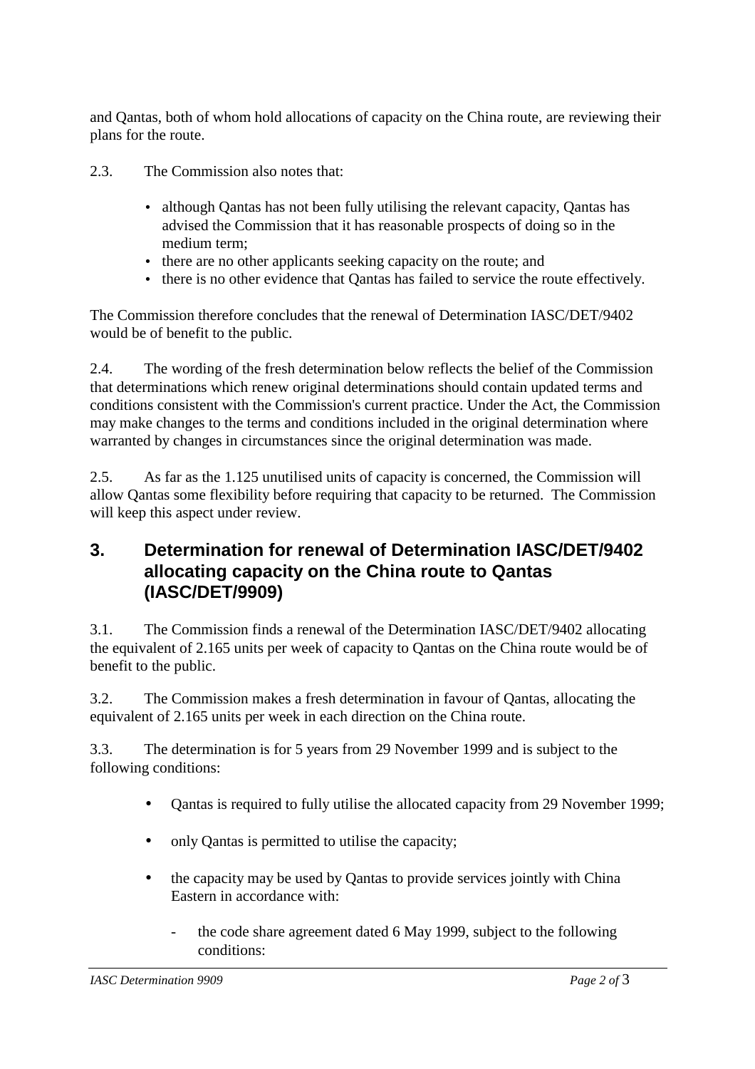and Qantas, both of whom hold allocations of capacity on the China route, are reviewing their plans for the route.

2.3. The Commission also notes that:

- although Qantas has not been fully utilising the relevant capacity, Qantas has advised the Commission that it has reasonable prospects of doing so in the medium term;
- there are no other applicants seeking capacity on the route; and
- there is no other evidence that Qantas has failed to service the route effectively.

The Commission therefore concludes that the renewal of Determination IASC/DET/9402 would be of benefit to the public.

2.4. The wording of the fresh determination below reflects the belief of the Commission that determinations which renew original determinations should contain updated terms and conditions consistent with the Commission's current practice. Under the Act, the Commission may make changes to the terms and conditions included in the original determination where warranted by changes in circumstances since the original determination was made.

2.5. As far as the 1.125 unutilised units of capacity is concerned, the Commission will allow Qantas some flexibility before requiring that capacity to be returned. The Commission will keep this aspect under review.

## 3. Determination for renewal of Determination IASC/DET/9402 allocating capacity on the China route to Qantas (IASC/DET/9909)

3.1. The Commission finds a renewal of the Determination IASC/DET/9402 allocating the equivalent of 2.165 units per week of capacity to Qantas on the China route would be of benefit to the public.

3.2. The Commission makes a fresh determination in favour of Qantas, allocating the equivalent of 2.165 units per week in each direction on the China route.

3.3. The determination is for 5 years from 29 November 1999 and is subject to the following conditions:

- Qantas is required to fully utilise the allocated capacity from 29 November 1999;
- only Qantas is permitted to utilise the capacity;
- the capacity may be used by Qantas to provide services jointly with China Eastern in accordance with:
    - the code share agreement dated 6 May 1999, subject to the following conditions: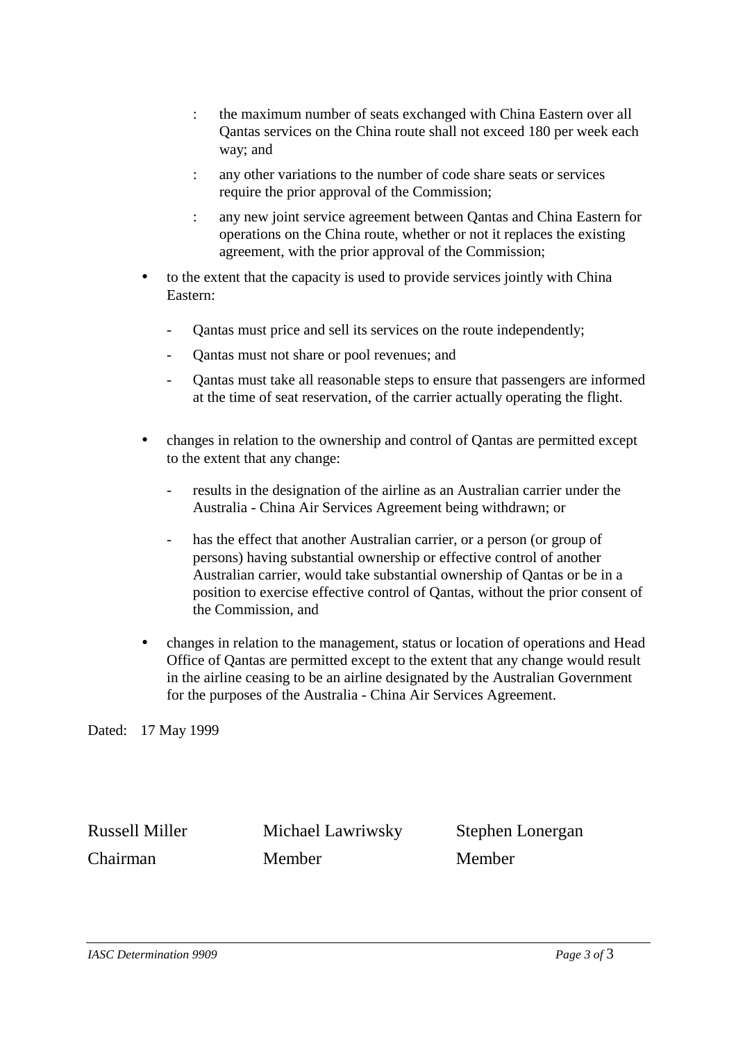: the maximum number of seats exchanged with China Eastern over all Qantas services on the China route shall not exceed 180 per week each way; and

: any other variations to the number of code share seats or services require the prior approval of the Commission;

: any new joint service agreement between Qantas and China Eastern for operations on the China route, whether or not it replaces the existing agreement, with the prior approval of the Commission;

- to the extent that the capacity is used to provide services jointly with China Eastern:
  - Qantas must price and sell its services on the route independently;
  - Qantas must not share or pool revenues; and
  - Qantas must take all reasonable steps to ensure that passengers are informed at the time of seat reservation, of the carrier actually operating the flight.

- changes in relation to the ownership and control of Qantas are permitted except to the extent that any change:
  - results in the designation of the airline as an Australian carrier under the Australia - China Air Services Agreement being withdrawn; or
  - has the effect that another Australian carrier, or a person (or group of persons) having substantial ownership or effective control of another Australian carrier, would take substantial ownership of Qantas or be in a position to exercise effective control of Qantas, without the prior consent of the Commission, and

- changes in relation to the management, status or location of operations and Head Office of Qantas are permitted except to the extent that any change would result in the airline ceasing to be an airline designated by the Australian Government for the purposes of the Australia - China Air Services Agreement.

Dated: 17 May 1999

| | | |
|---|---|---|
| Russell Miller | Michael Lawriwsky | Stephen Lonergan |
| Chairman | Member | Member |